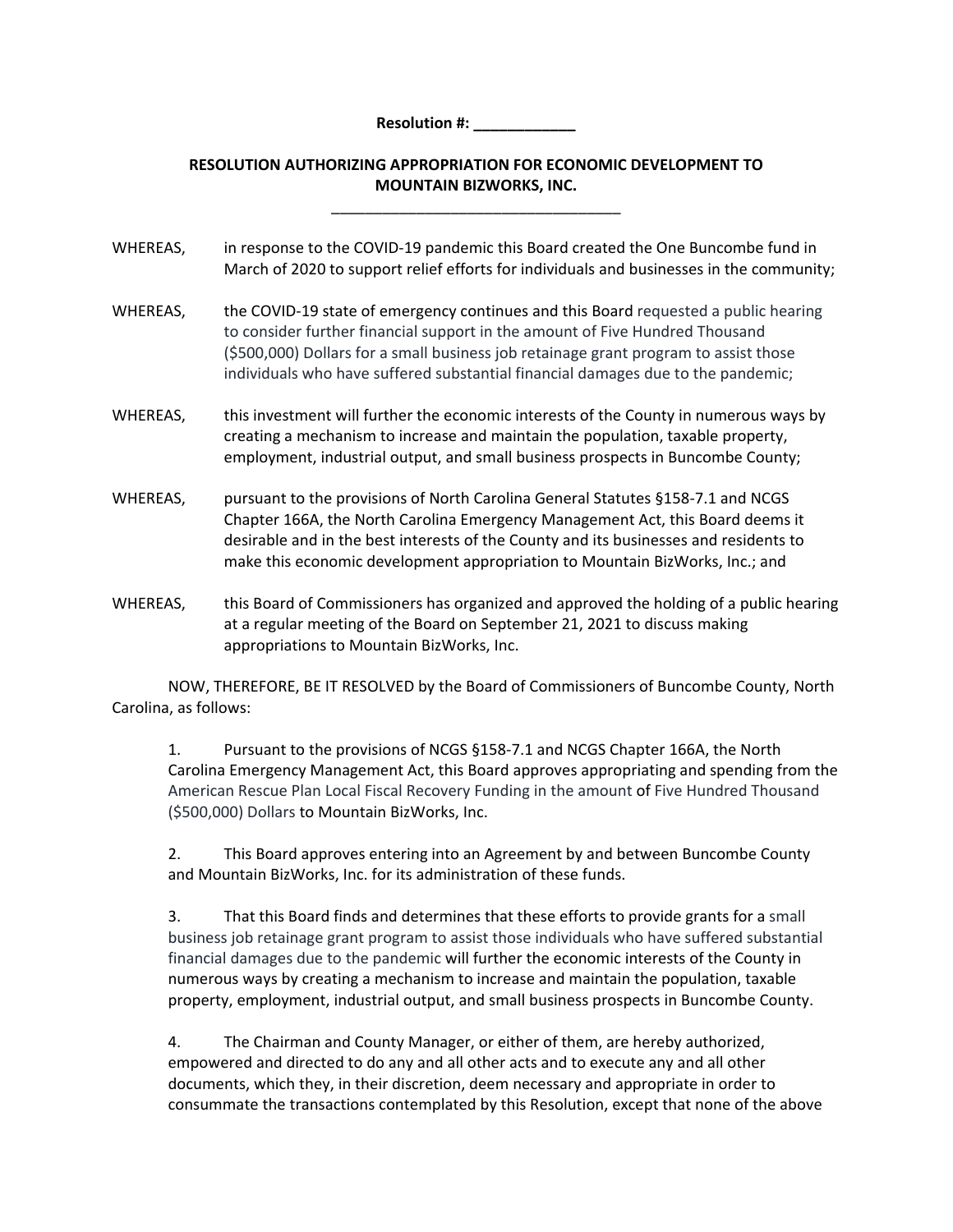**Resolution #: ____________**

**RESOLUTION AUTHORIZING APPROPRIATION FOR ECONOMIC DEVELOPMENT TO MOUNTAIN BIZWORKS, INC.**

___________________________________

WHEREAS, in response to the COVID-19 pandemic this Board created the One Buncombe fund in March of 2020 to support relief efforts for individuals and businesses in the community;

WHEREAS, the COVID-19 state of emergency continues and this Board requested a public hearing to consider further financial support in the amount of Five Hundred Thousand ($500,000) Dollars for a small business job retainage grant program to assist those individuals who have suffered substantial financial damages due to the pandemic;

WHEREAS, this investment will further the economic interests of the County in numerous ways by creating a mechanism to increase and maintain the population, taxable property, employment, industrial output, and small business prospects in Buncombe County;

WHEREAS, pursuant to the provisions of North Carolina General Statutes §158-7.1 and NCGS Chapter 166A, the North Carolina Emergency Management Act, this Board deems it desirable and in the best interests of the County and its businesses and residents to make this economic development appropriation to Mountain BizWorks, Inc.; and

WHEREAS, this Board of Commissioners has organized and approved the holding of a public hearing at a regular meeting of the Board on September 21, 2021 to discuss making appropriations to Mountain BizWorks, Inc.

NOW, THEREFORE, BE IT RESOLVED by the Board of Commissioners of Buncombe County, North Carolina, as follows:

1. Pursuant to the provisions of NCGS §158-7.1 and NCGS Chapter 166A, the North Carolina Emergency Management Act, this Board approves appropriating and spending from the American Rescue Plan Local Fiscal Recovery Funding in the amount of Five Hundred Thousand ($500,000) Dollars to Mountain BizWorks, Inc.

2. This Board approves entering into an Agreement by and between Buncombe County and Mountain BizWorks, Inc. for its administration of these funds.

3. That this Board finds and determines that these efforts to provide grants for a small business job retainage grant program to assist those individuals who have suffered substantial financial damages due to the pandemic will further the economic interests of the County in numerous ways by creating a mechanism to increase and maintain the population, taxable property, employment, industrial output, and small business prospects in Buncombe County.

4. The Chairman and County Manager, or either of them, are hereby authorized, empowered and directed to do any and all other acts and to execute any and all other documents, which they, in their discretion, deem necessary and appropriate in order to consummate the transactions contemplated by this Resolution, except that none of the above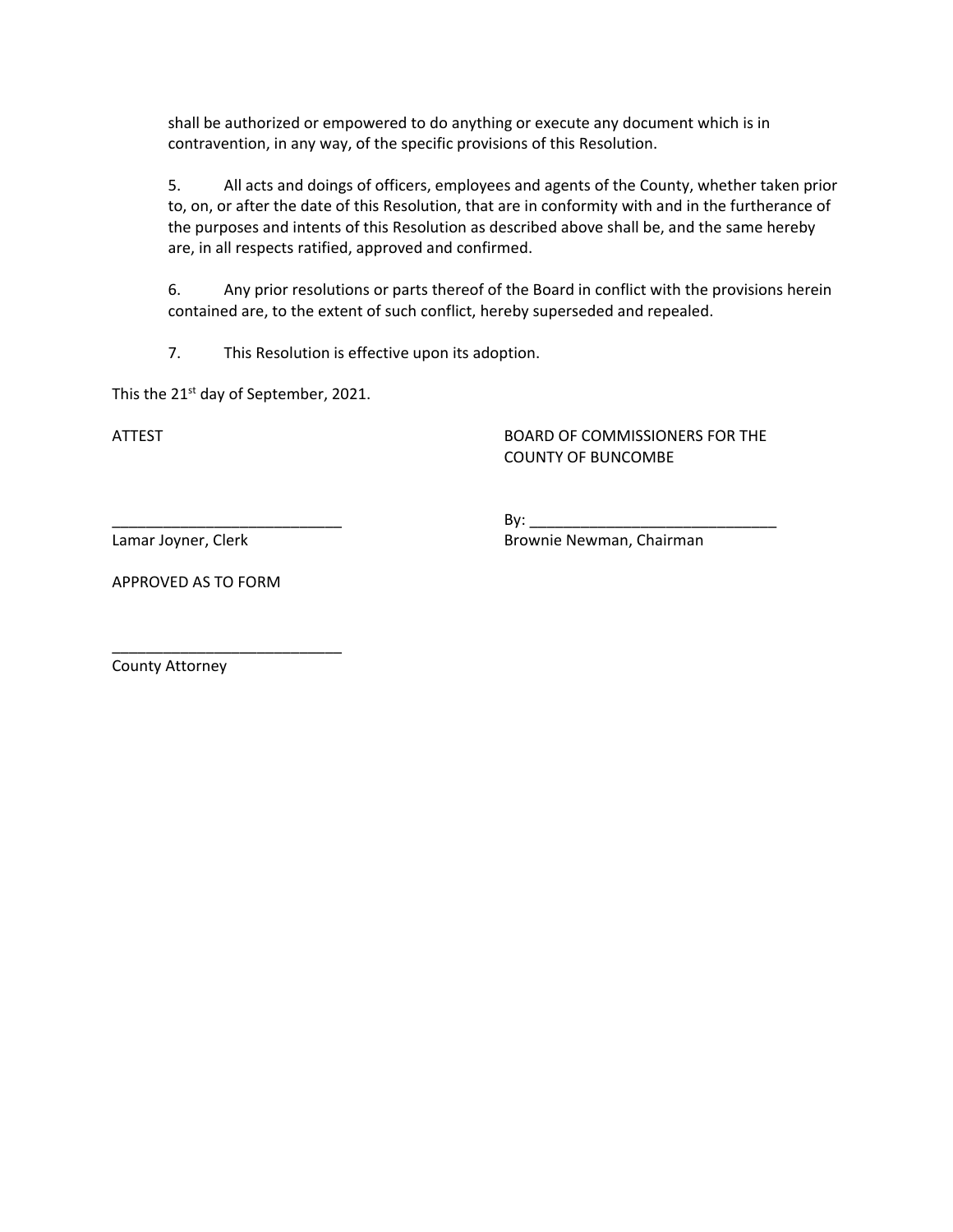shall be authorized or empowered to do anything or execute any document which is in contravention, in any way, of the specific provisions of this Resolution.

5. All acts and doings of officers, employees and agents of the County, whether taken prior to, on, or after the date of this Resolution, that are in conformity with and in the furtherance of the purposes and intents of this Resolution as described above shall be, and the same hereby are, in all respects ratified, approved and confirmed.

6. Any prior resolutions or parts thereof of the Board in conflict with the provisions herein contained are, to the extent of such conflict, hereby superseded and repealed.

7. This Resolution is effective upon its adoption.

This the 21st day of September, 2021.

ATTEST

BOARD OF COMMISSIONERS FOR THE COUNTY OF BUNCOMBE

___________________________
Lamar Joyner, Clerk

By: _____________________________
Brownie Newman, Chairman

APPROVED AS TO FORM

___________________________
County Attorney